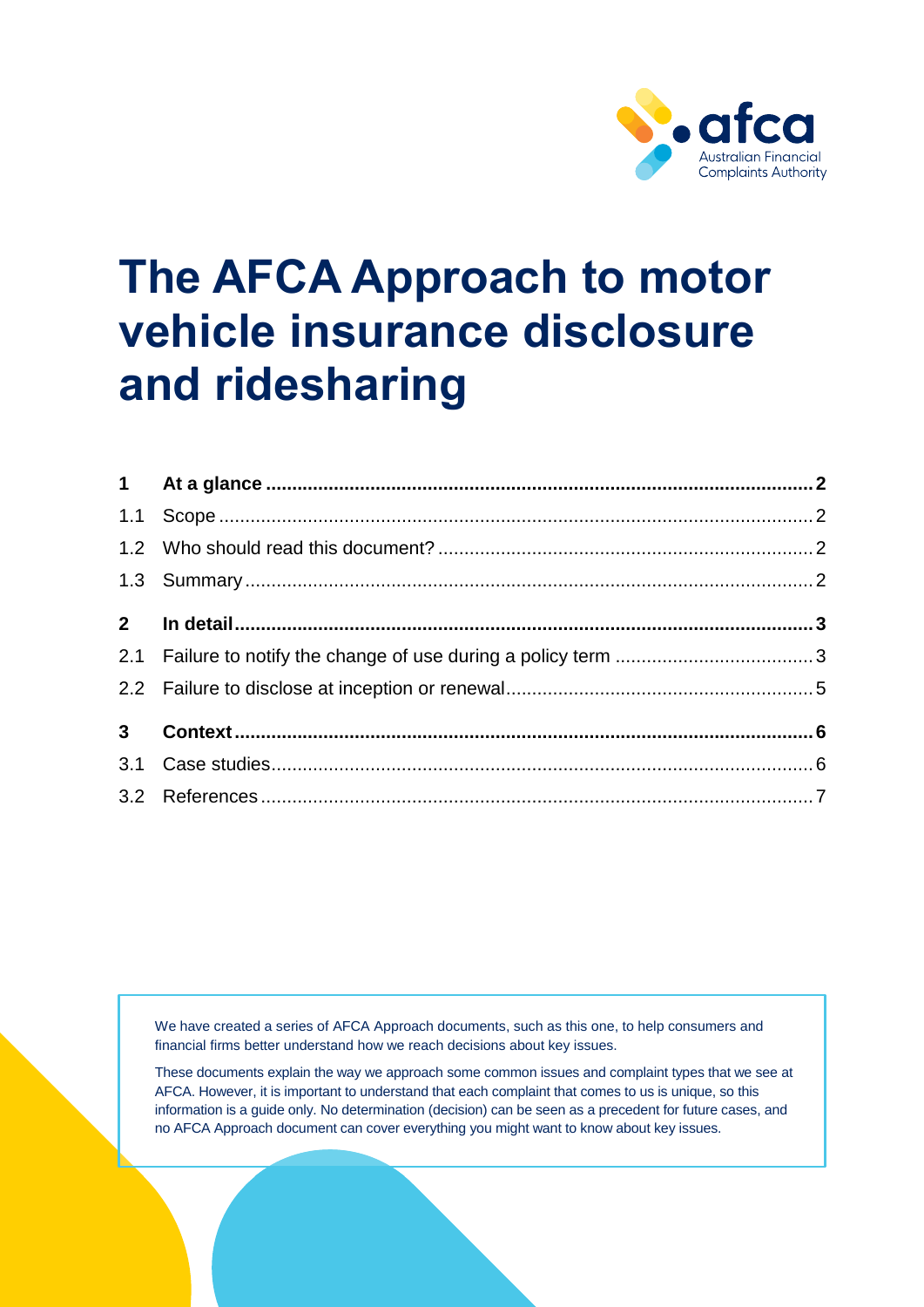# The AFCA Approach to motor vehicle insurance disclosure and ridesharing

| | | |
|---|---|---|
| **1** | **At a glance** | **2** |
| 1.1 | Scope | 2 |
| 1.2 | Who should read this document? | 2 |
| 1.3 | Summary | 2 |
| **2** | **In detail** | **3** |
| 2.1 | Failure to notify the change of use during a policy term | 3 |
| 2.2 | Failure to disclose at inception or renewal | 5 |
| **3** | **Context** | **6** |
| 3.1 | Case studies | 6 |
| 3.2 | References | 7 |

We have created a series of AFCA Approach documents, such as this one, to help consumers and financial firms better understand how we reach decisions about key issues.

These documents explain the way we approach some common issues and complaint types that we see at AFCA. However, it is important to understand that each complaint that comes to us is unique, so this information is a guide only. No determination (decision) can be seen as a precedent for future cases, and no AFCA Approach document can cover everything you might want to know about key issues.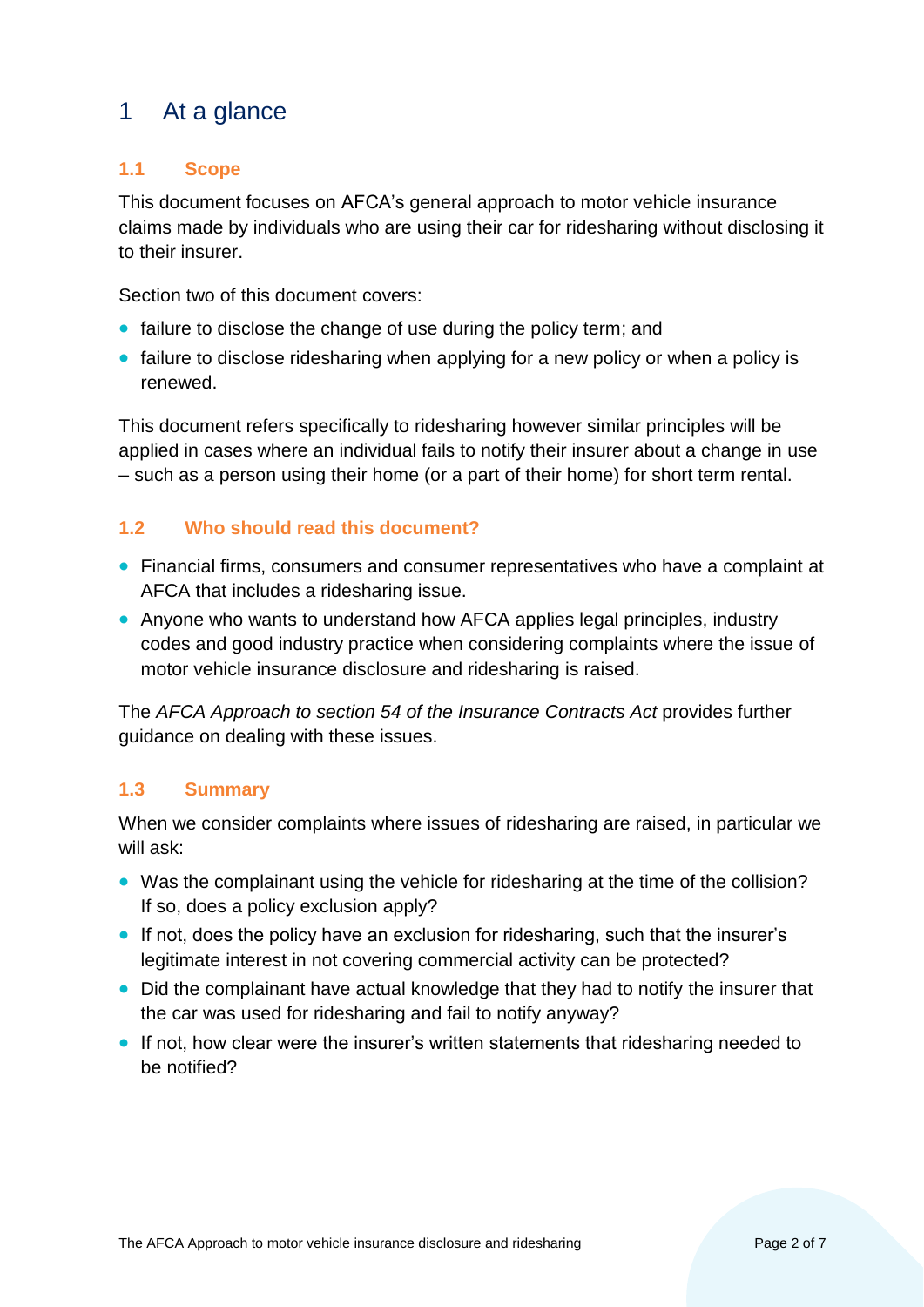# 1 At a glance

## 1.1 Scope

This document focuses on AFCA's general approach to motor vehicle insurance claims made by individuals who are using their car for ridesharing without disclosing it to their insurer.

Section two of this document covers:

- failure to disclose the change of use during the policy term; and
- failure to disclose ridesharing when applying for a new policy or when a policy is renewed.

This document refers specifically to ridesharing however similar principles will be applied in cases where an individual fails to notify their insurer about a change in use – such as a person using their home (or a part of their home) for short term rental.

## 1.2 Who should read this document?

- Financial firms, consumers and consumer representatives who have a complaint at AFCA that includes a ridesharing issue.
- Anyone who wants to understand how AFCA applies legal principles, industry codes and good industry practice when considering complaints where the issue of motor vehicle insurance disclosure and ridesharing is raised.

The *AFCA Approach to section 54 of the Insurance Contracts Act* provides further guidance on dealing with these issues.

## 1.3 Summary

When we consider complaints where issues of ridesharing are raised, in particular we will ask:

- Was the complainant using the vehicle for ridesharing at the time of the collision? If so, does a policy exclusion apply?
- If not, does the policy have an exclusion for ridesharing, such that the insurer's legitimate interest in not covering commercial activity can be protected?
- Did the complainant have actual knowledge that they had to notify the insurer that the car was used for ridesharing and fail to notify anyway?
- If not, how clear were the insurer's written statements that ridesharing needed to be notified?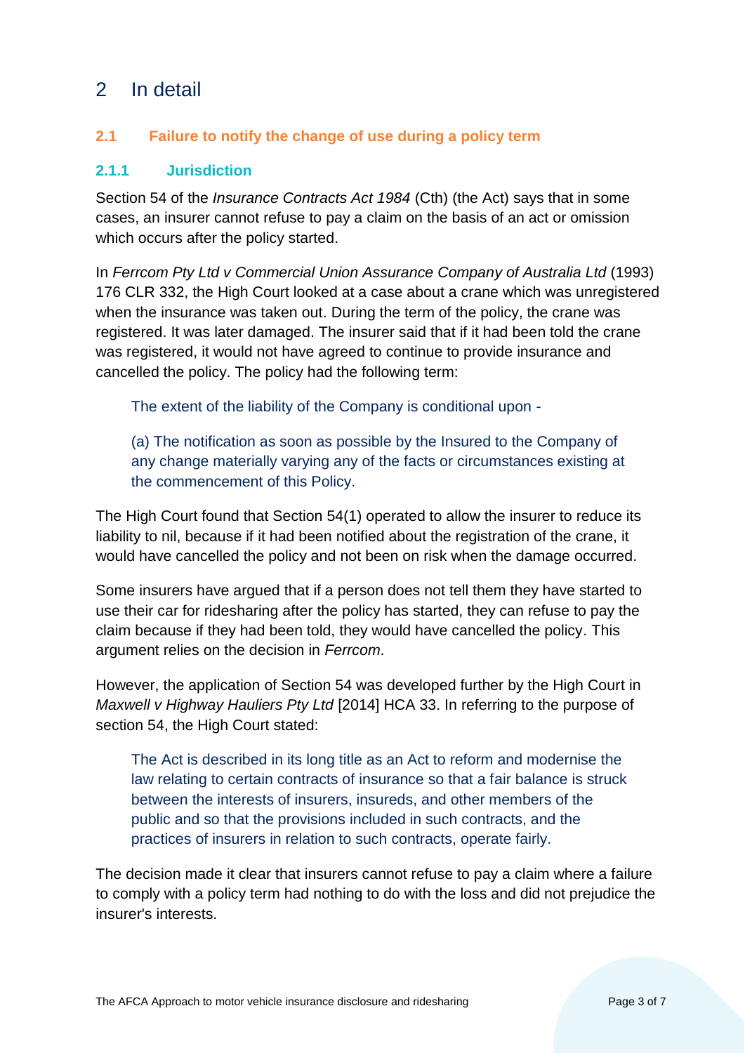# 2 In detail

## 2.1 Failure to notify the change of use during a policy term

### 2.1.1 Jurisdiction

Section 54 of the *Insurance Contracts Act 1984* (Cth) (the Act) says that in some cases, an insurer cannot refuse to pay a claim on the basis of an act or omission which occurs after the policy started.

In *Ferrcom Pty Ltd v Commercial Union Assurance Company of Australia Ltd* (1993) 176 CLR 332, the High Court looked at a case about a crane which was unregistered when the insurance was taken out. During the term of the policy, the crane was registered. It was later damaged. The insurer said that if it had been told the crane was registered, it would not have agreed to continue to provide insurance and cancelled the policy. The policy had the following term:

> The extent of the liability of the Company is conditional upon -
>
> (a) The notification as soon as possible by the Insured to the Company of any change materially varying any of the facts or circumstances existing at the commencement of this Policy.

The High Court found that Section 54(1) operated to allow the insurer to reduce its liability to nil, because if it had been notified about the registration of the crane, it would have cancelled the policy and not been on risk when the damage occurred.

Some insurers have argued that if a person does not tell them they have started to use their car for ridesharing after the policy has started, they can refuse to pay the claim because if they had been told, they would have cancelled the policy. This argument relies on the decision in *Ferrcom*.

However, the application of Section 54 was developed further by the High Court in *Maxwell v Highway Hauliers Pty Ltd* [2014] HCA 33. In referring to the purpose of section 54, the High Court stated:

> The Act is described in its long title as an Act to reform and modernise the law relating to certain contracts of insurance so that a fair balance is struck between the interests of insurers, insureds, and other members of the public and so that the provisions included in such contracts, and the practices of insurers in relation to such contracts, operate fairly.

The decision made it clear that insurers cannot refuse to pay a claim where a failure to comply with a policy term had nothing to do with the loss and did not prejudice the insurer's interests.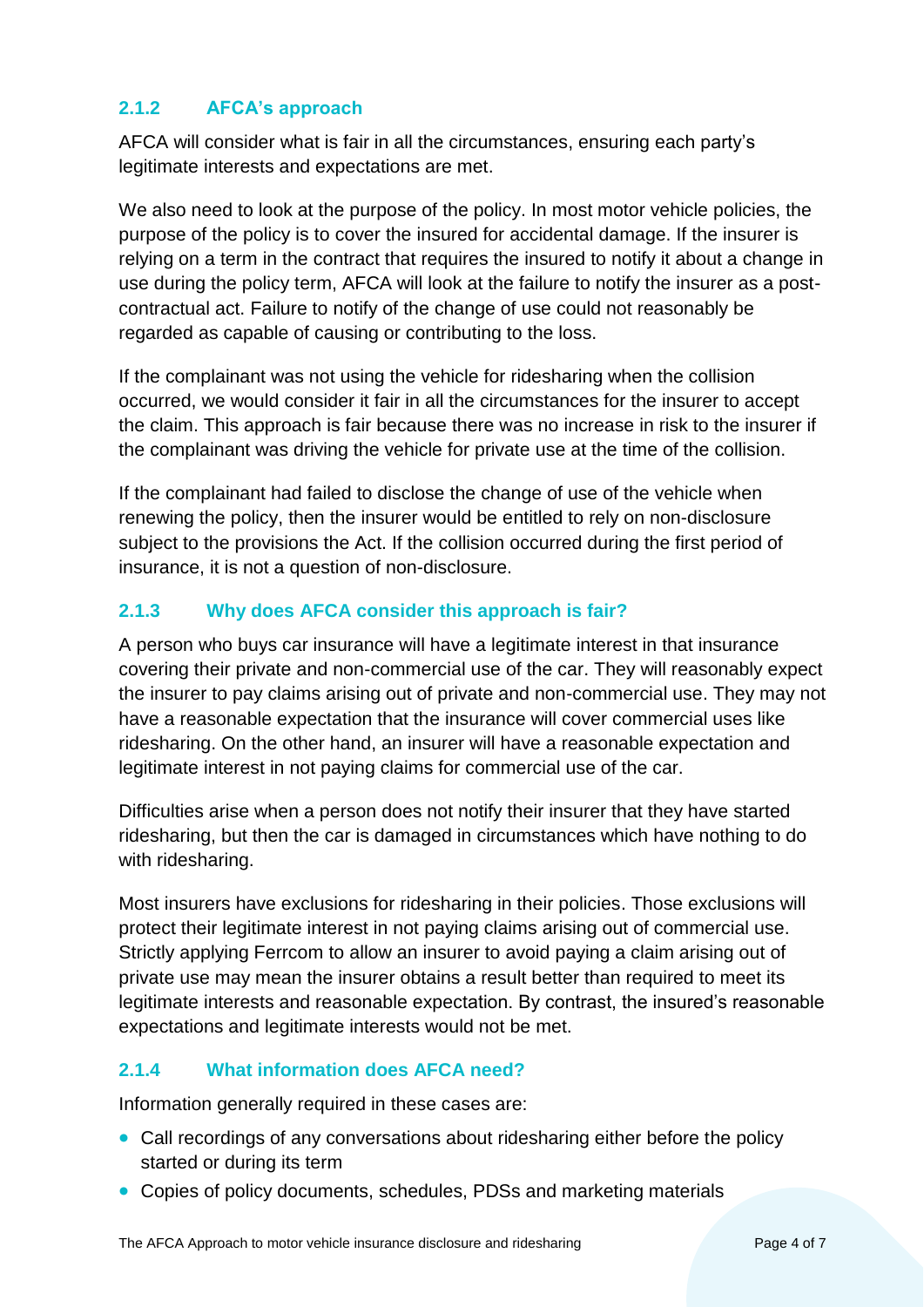### 2.1.2 AFCA's approach

AFCA will consider what is fair in all the circumstances, ensuring each party's legitimate interests and expectations are met.

We also need to look at the purpose of the policy. In most motor vehicle policies, the purpose of the policy is to cover the insured for accidental damage. If the insurer is relying on a term in the contract that requires the insured to notify it about a change in use during the policy term, AFCA will look at the failure to notify the insurer as a post-contractual act. Failure to notify of the change of use could not reasonably be regarded as capable of causing or contributing to the loss.

If the complainant was not using the vehicle for ridesharing when the collision occurred, we would consider it fair in all the circumstances for the insurer to accept the claim. This approach is fair because there was no increase in risk to the insurer if the complainant was driving the vehicle for private use at the time of the collision.

If the complainant had failed to disclose the change of use of the vehicle when renewing the policy, then the insurer would be entitled to rely on non-disclosure subject to the provisions the Act. If the collision occurred during the first period of insurance, it is not a question of non-disclosure.

### 2.1.3 Why does AFCA consider this approach is fair?

A person who buys car insurance will have a legitimate interest in that insurance covering their private and non-commercial use of the car. They will reasonably expect the insurer to pay claims arising out of private and non-commercial use. They may not have a reasonable expectation that the insurance will cover commercial uses like ridesharing. On the other hand, an insurer will have a reasonable expectation and legitimate interest in not paying claims for commercial use of the car.

Difficulties arise when a person does not notify their insurer that they have started ridesharing, but then the car is damaged in circumstances which have nothing to do with ridesharing.

Most insurers have exclusions for ridesharing in their policies. Those exclusions will protect their legitimate interest in not paying claims arising out of commercial use. Strictly applying Ferrcom to allow an insurer to avoid paying a claim arising out of private use may mean the insurer obtains a result better than required to meet its legitimate interests and reasonable expectation. By contrast, the insured's reasonable expectations and legitimate interests would not be met.

### 2.1.4 What information does AFCA need?

Information generally required in these cases are:

- Call recordings of any conversations about ridesharing either before the policy started or during its term
- Copies of policy documents, schedules, PDSs and marketing materials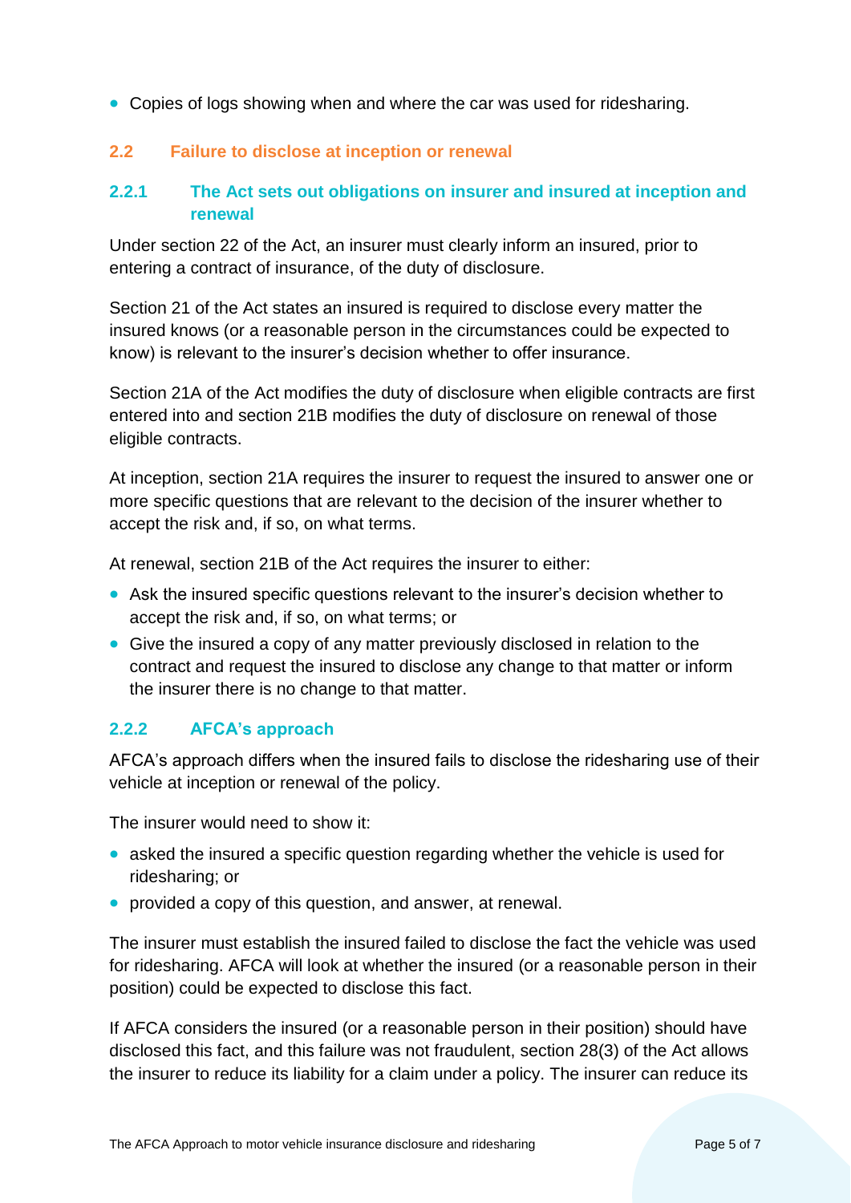- Copies of logs showing when and where the car was used for ridesharing.

## 2.2 Failure to disclose at inception or renewal

### 2.2.1 The Act sets out obligations on insurer and insured at inception and renewal

Under section 22 of the Act, an insurer must clearly inform an insured, prior to entering a contract of insurance, of the duty of disclosure.

Section 21 of the Act states an insured is required to disclose every matter the insured knows (or a reasonable person in the circumstances could be expected to know) is relevant to the insurer's decision whether to offer insurance.

Section 21A of the Act modifies the duty of disclosure when eligible contracts are first entered into and section 21B modifies the duty of disclosure on renewal of those eligible contracts.

At inception, section 21A requires the insurer to request the insured to answer one or more specific questions that are relevant to the decision of the insurer whether to accept the risk and, if so, on what terms.

At renewal, section 21B of the Act requires the insurer to either:

- Ask the insured specific questions relevant to the insurer's decision whether to accept the risk and, if so, on what terms; or
- Give the insured a copy of any matter previously disclosed in relation to the contract and request the insured to disclose any change to that matter or inform the insurer there is no change to that matter.

### 2.2.2 AFCA's approach

AFCA's approach differs when the insured fails to disclose the ridesharing use of their vehicle at inception or renewal of the policy.

The insurer would need to show it:

- asked the insured a specific question regarding whether the vehicle is used for ridesharing; or
- provided a copy of this question, and answer, at renewal.

The insurer must establish the insured failed to disclose the fact the vehicle was used for ridesharing. AFCA will look at whether the insured (or a reasonable person in their position) could be expected to disclose this fact.

If AFCA considers the insured (or a reasonable person in their position) should have disclosed this fact, and this failure was not fraudulent, section 28(3) of the Act allows the insurer to reduce its liability for a claim under a policy. The insurer can reduce its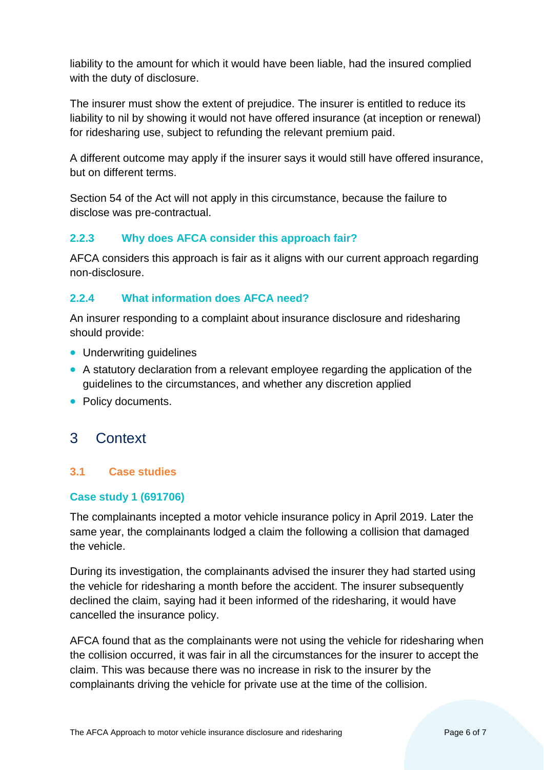liability to the amount for which it would have been liable, had the insured complied with the duty of disclosure.

The insurer must show the extent of prejudice. The insurer is entitled to reduce its liability to nil by showing it would not have offered insurance (at inception or renewal) for ridesharing use, subject to refunding the relevant premium paid.

A different outcome may apply if the insurer says it would still have offered insurance, but on different terms.

Section 54 of the Act will not apply in this circumstance, because the failure to disclose was pre-contractual.

### 2.2.3 Why does AFCA consider this approach fair?

AFCA considers this approach is fair as it aligns with our current approach regarding non-disclosure.

### 2.2.4 What information does AFCA need?

An insurer responding to a complaint about insurance disclosure and ridesharing should provide:

- Underwriting guidelines
- A statutory declaration from a relevant employee regarding the application of the guidelines to the circumstances, and whether any discretion applied
- Policy documents.

# 3 Context

## 3.1 Case studies

### Case study 1 (691706)

The complainants incepted a motor vehicle insurance policy in April 2019. Later the same year, the complainants lodged a claim the following a collision that damaged the vehicle.

During its investigation, the complainants advised the insurer they had started using the vehicle for ridesharing a month before the accident. The insurer subsequently declined the claim, saying had it been informed of the ridesharing, it would have cancelled the insurance policy.

AFCA found that as the complainants were not using the vehicle for ridesharing when the collision occurred, it was fair in all the circumstances for the insurer to accept the claim. This was because there was no increase in risk to the insurer by the complainants driving the vehicle for private use at the time of the collision.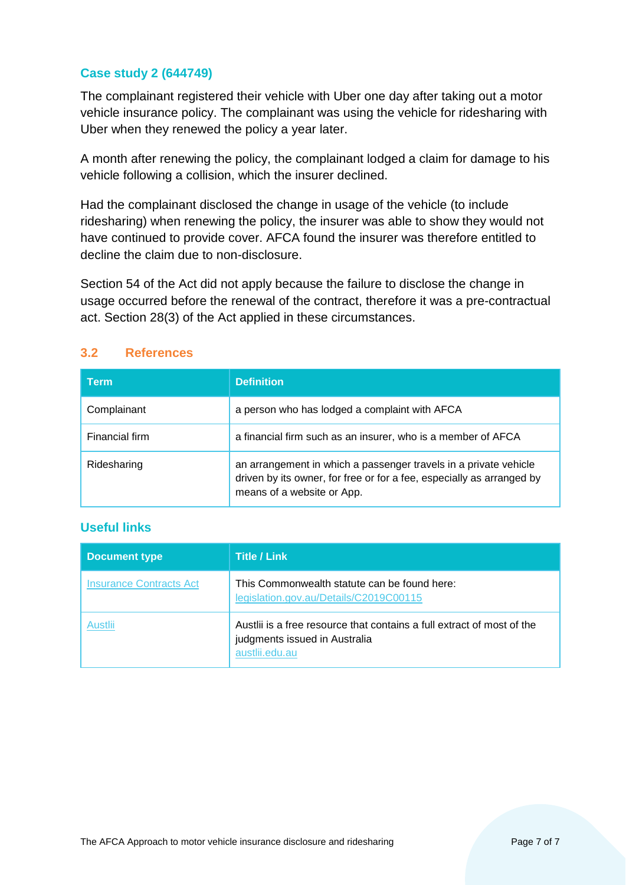### Case study 2 (644749)

The complainant registered their vehicle with Uber one day after taking out a motor vehicle insurance policy. The complainant was using the vehicle for ridesharing with Uber when they renewed the policy a year later.

A month after renewing the policy, the complainant lodged a claim for damage to his vehicle following a collision, which the insurer declined.

Had the complainant disclosed the change in usage of the vehicle (to include ridesharing) when renewing the policy, the insurer was able to show they would not have continued to provide cover. AFCA found the insurer was therefore entitled to decline the claim due to non-disclosure.

Section 54 of the Act did not apply because the failure to disclose the change in usage occurred before the renewal of the contract, therefore it was a pre-contractual act. Section 28(3) of the Act applied in these circumstances.

## 3.2 References

| Term | Definition |
|---|---|
| Complainant | a person who has lodged a complaint with AFCA |
| Financial firm | a financial firm such as an insurer, who is a member of AFCA |
| Ridesharing | an arrangement in which a passenger travels in a private vehicle driven by its owner, for free or for a fee, especially as arranged by means of a website or App. |

### Useful links

| Document type | Title / Link |
|---|---|
| Insurance Contracts Act | This Commonwealth statute can be found here: legislation.gov.au/Details/C2019C00115 |
| Austlii | Austlii is a free resource that contains a full extract of most of the judgments issued in Australia austlii.edu.au |